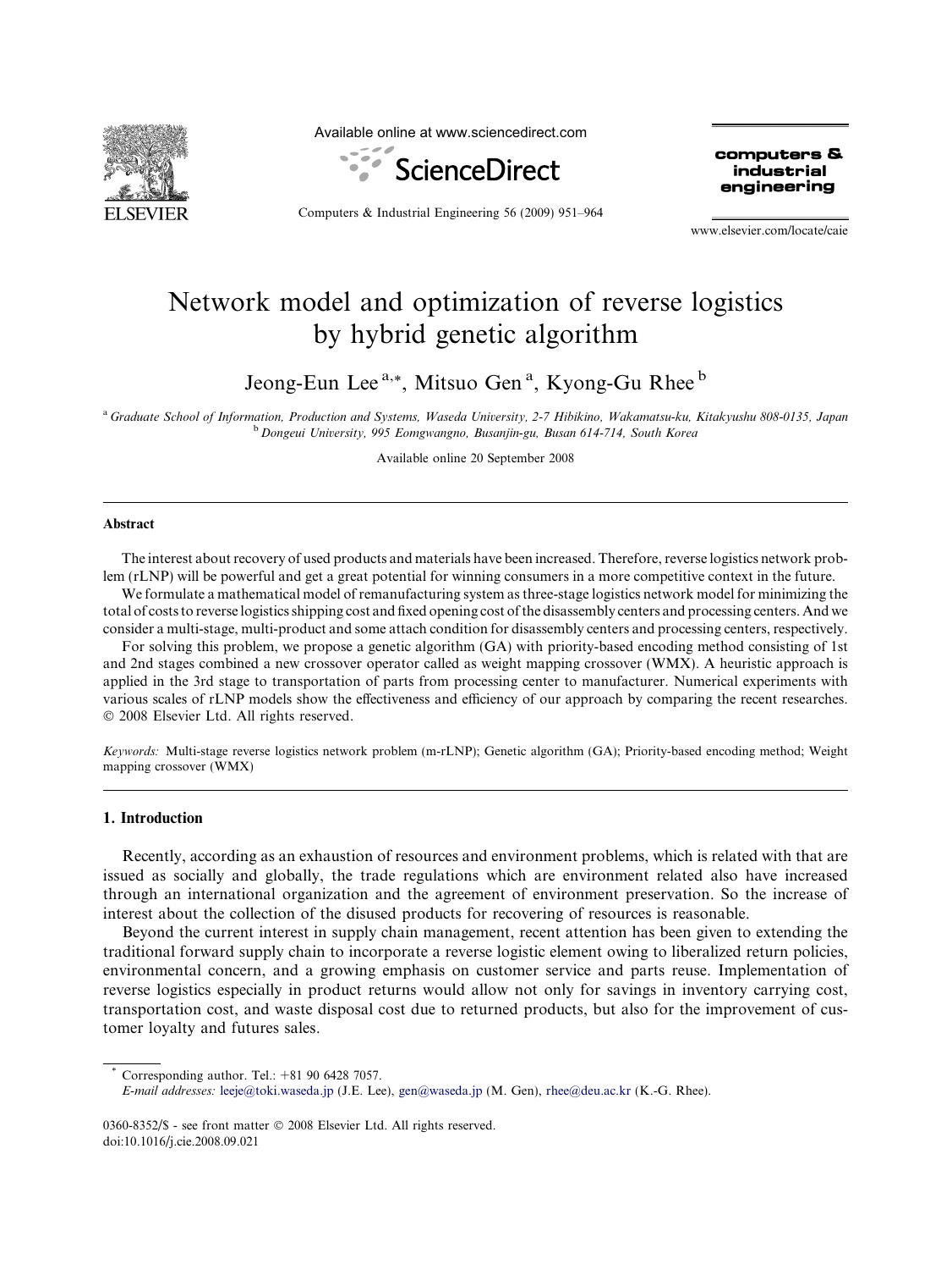# Network model and optimization of reverse logistics by hybrid genetic algorithm

Jeong-Eun Lee [a,*], Mitsuo Gen [a], Kyong-Gu Rhee [b]

[a] *Graduate School of Information, Production and Systems, Waseda University, 2-7 Hibikino, Wakamatsu-ku, Kitakyushu 808-0135, Japan*
[b] *Dongeui University, 995 Eomgwangno, Busanjin-gu, Busan 614-714, South Korea*

Available online 20 September 2008

## Abstract

The interest about recovery of used products and materials have been increased. Therefore, reverse logistics network problem (rLNP) will be powerful and get a great potential for winning consumers in a more competitive context in the future.

We formulate a mathematical model of remanufacturing system as three-stage logistics network model for minimizing the total of costs to reverse logistics shipping cost and fixed opening cost of the disassembly centers and processing centers. And we consider a multi-stage, multi-product and some attach condition for disassembly centers and processing centers, respectively.

For solving this problem, we propose a genetic algorithm (GA) with priority-based encoding method consisting of 1st and 2nd stages combined a new crossover operator called as weight mapping crossover (WMX). A heuristic approach is applied in the 3rd stage to transportation of parts from processing center to manufacturer. Numerical experiments with various scales of rLNP models show the effectiveness and efficiency of our approach by comparing the recent researches.
© 2008 Elsevier Ltd. All rights reserved.

*Keywords:* Multi-stage reverse logistics network problem (m-rLNP); Genetic algorithm (GA); Priority-based encoding method; Weight mapping crossover (WMX)

## 1. Introduction

Recently, according as an exhaustion of resources and environment problems, which is related with that are issued as socially and globally, the trade regulations which are environment related also have increased through an international organization and the agreement of environment preservation. So the increase of interest about the collection of the disused products for recovering of resources is reasonable.

Beyond the current interest in supply chain management, recent attention has been given to extending the traditional forward supply chain to incorporate a reverse logistic element owing to liberalized return policies, environmental concern, and a growing emphasis on customer service and parts reuse. Implementation of reverse logistics especially in product returns would allow not only for savings in inventory carrying cost, transportation cost, and waste disposal cost due to returned products, but also for the improvement of customer loyalty and futures sales.

---

* Corresponding author. Tel.: +81 90 6428 7057.
*E-mail addresses:* leeje@toki.waseda.jp (J.E. Lee), gen@waseda.jp (M. Gen), rhee@deu.ac.kr (K.-G. Rhee).

0360-8352/$ - see front matter © 2008 Elsevier Ltd. All rights reserved.
doi:10.1016/j.cie.2008.09.021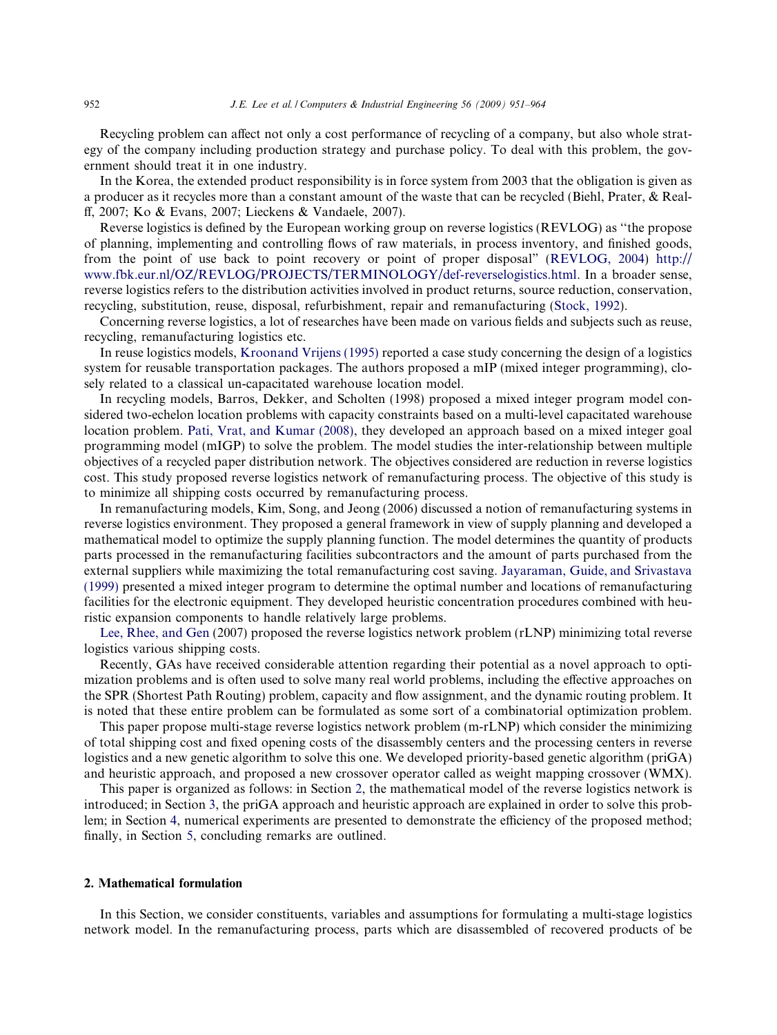Recycling problem can affect not only a cost performance of recycling of a company, but also whole strategy of the company including production strategy and purchase policy. To deal with this problem, the government should treat it in one industry.

In the Korea, the extended product responsibility is in force system from 2003 that the obligation is given as a producer as it recycles more than a constant amount of the waste that can be recycled (Biehl, Prater, & Realff, 2007; Ko & Evans, 2007; Lieckens & Vandaele, 2007).

Reverse logistics is defined by the European working group on reverse logistics (REVLOG) as ''the propose of planning, implementing and controlling flows of raw materials, in process inventory, and finished goods, from the point of use back to point recovery or point of proper disposal'' (REVLOG, 2004) http://www.fbk.eur.nl/OZ/REVLOG/PROJECTS/TERMINOLOGY/def-reverselogistics.html. In a broader sense, reverse logistics refers to the distribution activities involved in product returns, source reduction, conservation, recycling, substitution, reuse, disposal, refurbishment, repair and remanufacturing (Stock, 1992).

Concerning reverse logistics, a lot of researches have been made on various fields and subjects such as reuse, recycling, remanufacturing logistics etc.

In reuse logistics models, Kroonand Vrijens (1995) reported a case study concerning the design of a logistics system for reusable transportation packages. The authors proposed a mIP (mixed integer programming), closely related to a classical un-capacitated warehouse location model.

In recycling models, Barros, Dekker, and Scholten (1998) proposed a mixed integer program model considered two-echelon location problems with capacity constraints based on a multi-level capacitated warehouse location problem. Pati, Vrat, and Kumar (2008), they developed an approach based on a mixed integer goal programming model (mIGP) to solve the problem. The model studies the inter-relationship between multiple objectives of a recycled paper distribution network. The objectives considered are reduction in reverse logistics cost. This study proposed reverse logistics network of remanufacturing process. The objective of this study is to minimize all shipping costs occurred by remanufacturing process.

In remanufacturing models, Kim, Song, and Jeong (2006) discussed a notion of remanufacturing systems in reverse logistics environment. They proposed a general framework in view of supply planning and developed a mathematical model to optimize the supply planning function. The model determines the quantity of products parts processed in the remanufacturing facilities subcontractors and the amount of parts purchased from the external suppliers while maximizing the total remanufacturing cost saving. Jayaraman, Guide, and Srivastava (1999) presented a mixed integer program to determine the optimal number and locations of remanufacturing facilities for the electronic equipment. They developed heuristic concentration procedures combined with heuristic expansion components to handle relatively large problems.

Lee, Rhee, and Gen (2007) proposed the reverse logistics network problem (rLNP) minimizing total reverse logistics various shipping costs.

Recently, GAs have received considerable attention regarding their potential as a novel approach to optimization problems and is often used to solve many real world problems, including the effective approaches on the SPR (Shortest Path Routing) problem, capacity and flow assignment, and the dynamic routing problem. It is noted that these entire problem can be formulated as some sort of a combinatorial optimization problem.

This paper propose multi-stage reverse logistics network problem (m-rLNP) which consider the minimizing of total shipping cost and fixed opening costs of the disassembly centers and the processing centers in reverse logistics and a new genetic algorithm to solve this one. We developed priority-based genetic algorithm (priGA) and heuristic approach, and proposed a new crossover operator called as weight mapping crossover (WMX).

This paper is organized as follows: in Section 2, the mathematical model of the reverse logistics network is introduced; in Section 3, the priGA approach and heuristic approach are explained in order to solve this problem; in Section 4, numerical experiments are presented to demonstrate the efficiency of the proposed method; finally, in Section 5, concluding remarks are outlined.

## 2. Mathematical formulation

In this Section, we consider constituents, variables and assumptions for formulating a multi-stage logistics network model. In the remanufacturing process, parts which are disassembled of recovered products of be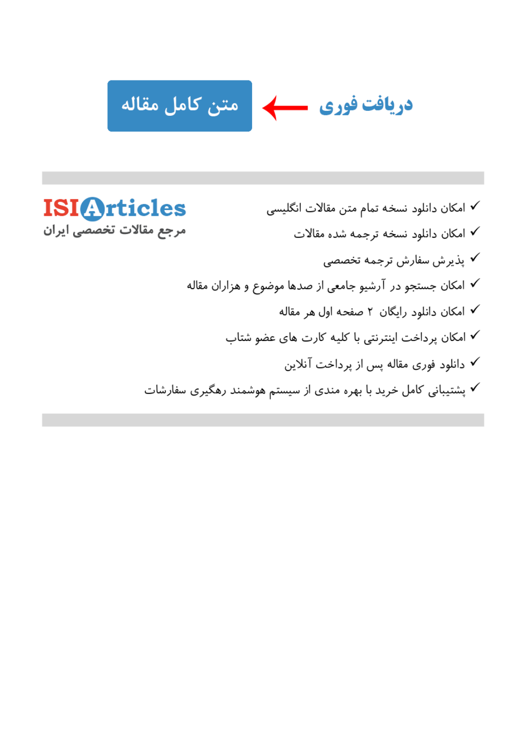دریافت فوری ← متن کامل مقاله

ISIArticles
مرجع مقالات تخصصی ایران

- ✓ امکان دانلود نسخه تمام متن مقالات انگلیسی
- ✓ امکان دانلود نسخه ترجمه شده مقالات
- ✓ پذیرش سفارش ترجمه تخصصی
- ✓ امکان جستجو در آرشیو جامعی از صدها موضوع و هزاران مقاله
- ✓ امکان دانلود رایگان ۲ صفحه اول هر مقاله
- ✓ امکان پرداخت اینترنتی با کلیه کارت های عضو شتاب
- ✓ دانلود فوری مقاله پس از پرداخت آنلاین
- ✓ پشتیبانی کامل خرید با بهره مندی از سیستم هوشمند رهگیری سفارشات